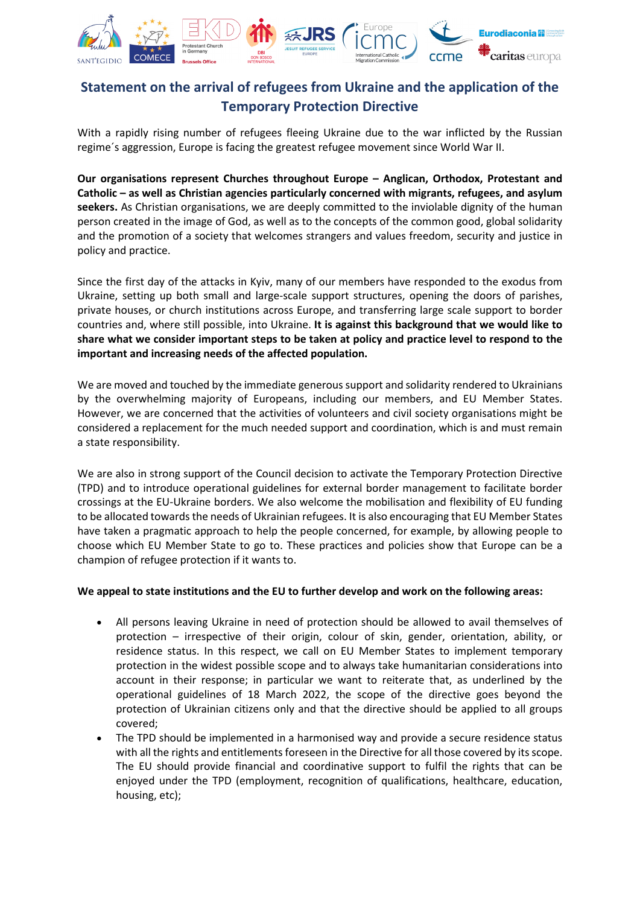# Statement on the arrival of refugees from Ukraine and the application of the Temporary Protection Directive

With a rapidly rising number of refugees fleeing Ukraine due to the war inflicted by the Russian regime´s aggression, Europe is facing the greatest refugee movement since World War II.

**Our organisations represent Churches throughout Europe – Anglican, Orthodox, Protestant and Catholic – as well as Christian agencies particularly concerned with migrants, refugees, and asylum seekers.** As Christian organisations, we are deeply committed to the inviolable dignity of the human person created in the image of God, as well as to the concepts of the common good, global solidarity and the promotion of a society that welcomes strangers and values freedom, security and justice in policy and practice.

Since the first day of the attacks in Kyiv, many of our members have responded to the exodus from Ukraine, setting up both small and large-scale support structures, opening the doors of parishes, private houses, or church institutions across Europe, and transferring large scale support to border countries and, where still possible, into Ukraine. **It is against this background that we would like to share what we consider important steps to be taken at policy and practice level to respond to the important and increasing needs of the affected population.**

We are moved and touched by the immediate generous support and solidarity rendered to Ukrainians by the overwhelming majority of Europeans, including our members, and EU Member States. However, we are concerned that the activities of volunteers and civil society organisations might be considered a replacement for the much needed support and coordination, which is and must remain a state responsibility.

We are also in strong support of the Council decision to activate the Temporary Protection Directive (TPD) and to introduce operational guidelines for external border management to facilitate border crossings at the EU-Ukraine borders. We also welcome the mobilisation and flexibility of EU funding to be allocated towards the needs of Ukrainian refugees. It is also encouraging that EU Member States have taken a pragmatic approach to help the people concerned, for example, by allowing people to choose which EU Member State to go to. These practices and policies show that Europe can be a champion of refugee protection if it wants to.

**We appeal to state institutions and the EU to further develop and work on the following areas:**

- All persons leaving Ukraine in need of protection should be allowed to avail themselves of protection – irrespective of their origin, colour of skin, gender, orientation, ability, or residence status. In this respect, we call on EU Member States to implement temporary protection in the widest possible scope and to always take humanitarian considerations into account in their response; in particular we want to reiterate that, as underlined by the operational guidelines of 18 March 2022, the scope of the directive goes beyond the protection of Ukrainian citizens only and that the directive should be applied to all groups covered;
- The TPD should be implemented in a harmonised way and provide a secure residence status with all the rights and entitlements foreseen in the Directive for all those covered by its scope. The EU should provide financial and coordinative support to fulfil the rights that can be enjoyed under the TPD (employment, recognition of qualifications, healthcare, education, housing, etc);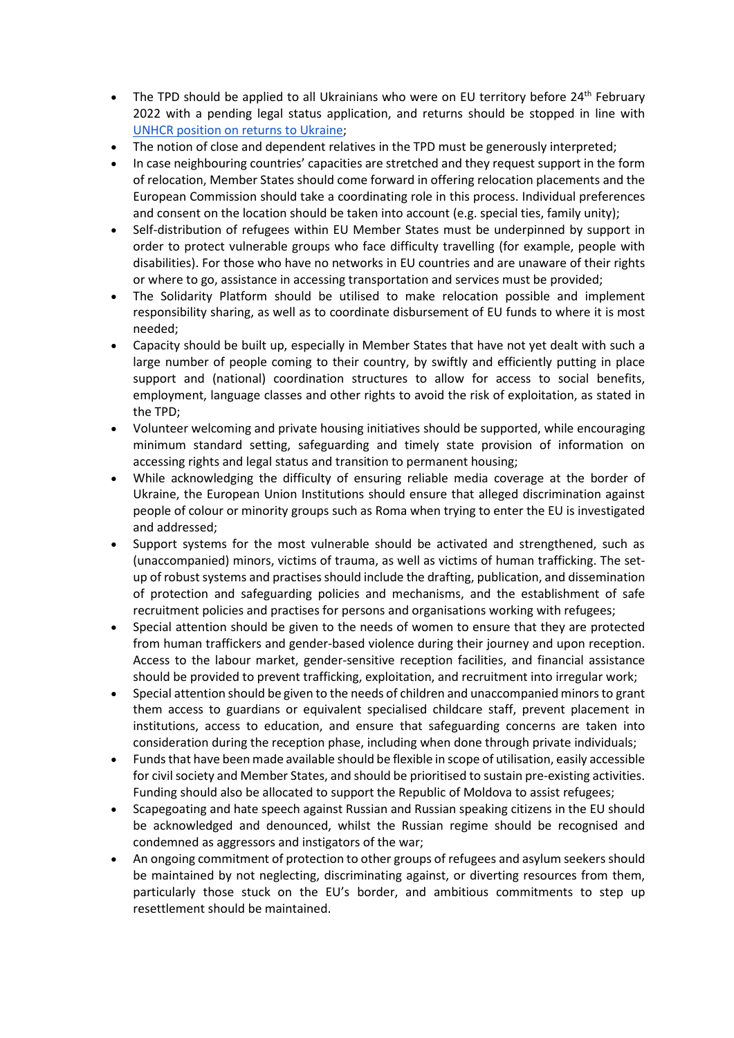- The TPD should be applied to all Ukrainians who were on EU territory before 24th February 2022 with a pending legal status application, and returns should be stopped in line with [UNHCR position on returns to Ukraine](#);
- The notion of close and dependent relatives in the TPD must be generously interpreted;
- In case neighbouring countries' capacities are stretched and they request support in the form of relocation, Member States should come forward in offering relocation placements and the European Commission should take a coordinating role in this process. Individual preferences and consent on the location should be taken into account (e.g. special ties, family unity);
- Self-distribution of refugees within EU Member States must be underpinned by support in order to protect vulnerable groups who face difficulty travelling (for example, people with disabilities). For those who have no networks in EU countries and are unaware of their rights or where to go, assistance in accessing transportation and services must be provided;
- The Solidarity Platform should be utilised to make relocation possible and implement responsibility sharing, as well as to coordinate disbursement of EU funds to where it is most needed;
- Capacity should be built up, especially in Member States that have not yet dealt with such a large number of people coming to their country, by swiftly and efficiently putting in place support and (national) coordination structures to allow for access to social benefits, employment, language classes and other rights to avoid the risk of exploitation, as stated in the TPD;
- Volunteer welcoming and private housing initiatives should be supported, while encouraging minimum standard setting, safeguarding and timely state provision of information on accessing rights and legal status and transition to permanent housing;
- While acknowledging the difficulty of ensuring reliable media coverage at the border of Ukraine, the European Union Institutions should ensure that alleged discrimination against people of colour or minority groups such as Roma when trying to enter the EU is investigated and addressed;
- Support systems for the most vulnerable should be activated and strengthened, such as (unaccompanied) minors, victims of trauma, as well as victims of human trafficking. The set-up of robust systems and practises should include the drafting, publication, and dissemination of protection and safeguarding policies and mechanisms, and the establishment of safe recruitment policies and practises for persons and organisations working with refugees;
- Special attention should be given to the needs of women to ensure that they are protected from human traffickers and gender-based violence during their journey and upon reception. Access to the labour market, gender-sensitive reception facilities, and financial assistance should be provided to prevent trafficking, exploitation, and recruitment into irregular work;
- Special attention should be given to the needs of children and unaccompanied minors to grant them access to guardians or equivalent specialised childcare staff, prevent placement in institutions, access to education, and ensure that safeguarding concerns are taken into consideration during the reception phase, including when done through private individuals;
- Funds that have been made available should be flexible in scope of utilisation, easily accessible for civil society and Member States, and should be prioritised to sustain pre-existing activities. Funding should also be allocated to support the Republic of Moldova to assist refugees;
- Scapegoating and hate speech against Russian and Russian speaking citizens in the EU should be acknowledged and denounced, whilst the Russian regime should be recognised and condemned as aggressors and instigators of the war;
- An ongoing commitment of protection to other groups of refugees and asylum seekers should be maintained by not neglecting, discriminating against, or diverting resources from them, particularly those stuck on the EU's border, and ambitious commitments to step up resettlement should be maintained.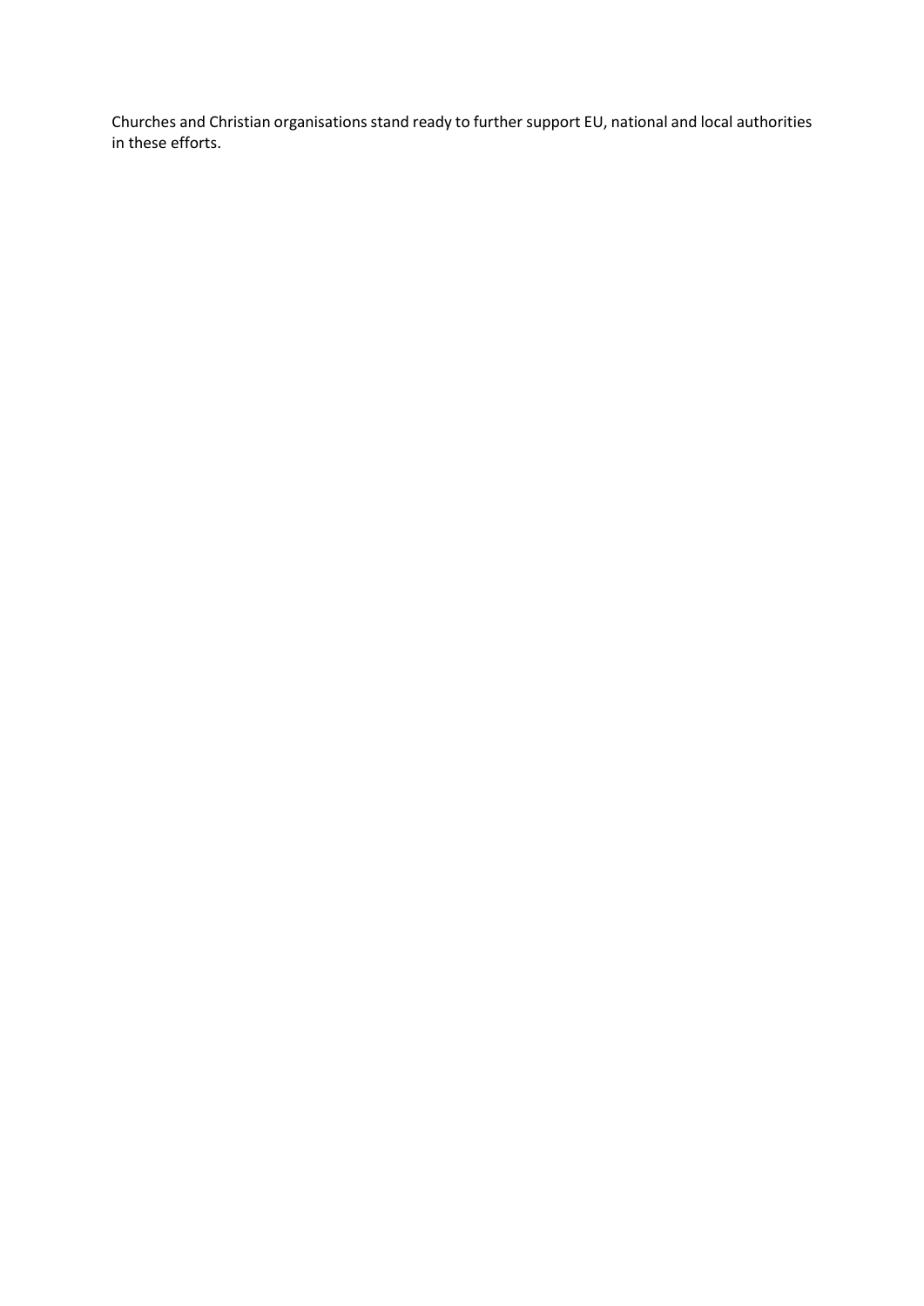Churches and Christian organisations stand ready to further support EU, national and local authorities in these efforts.